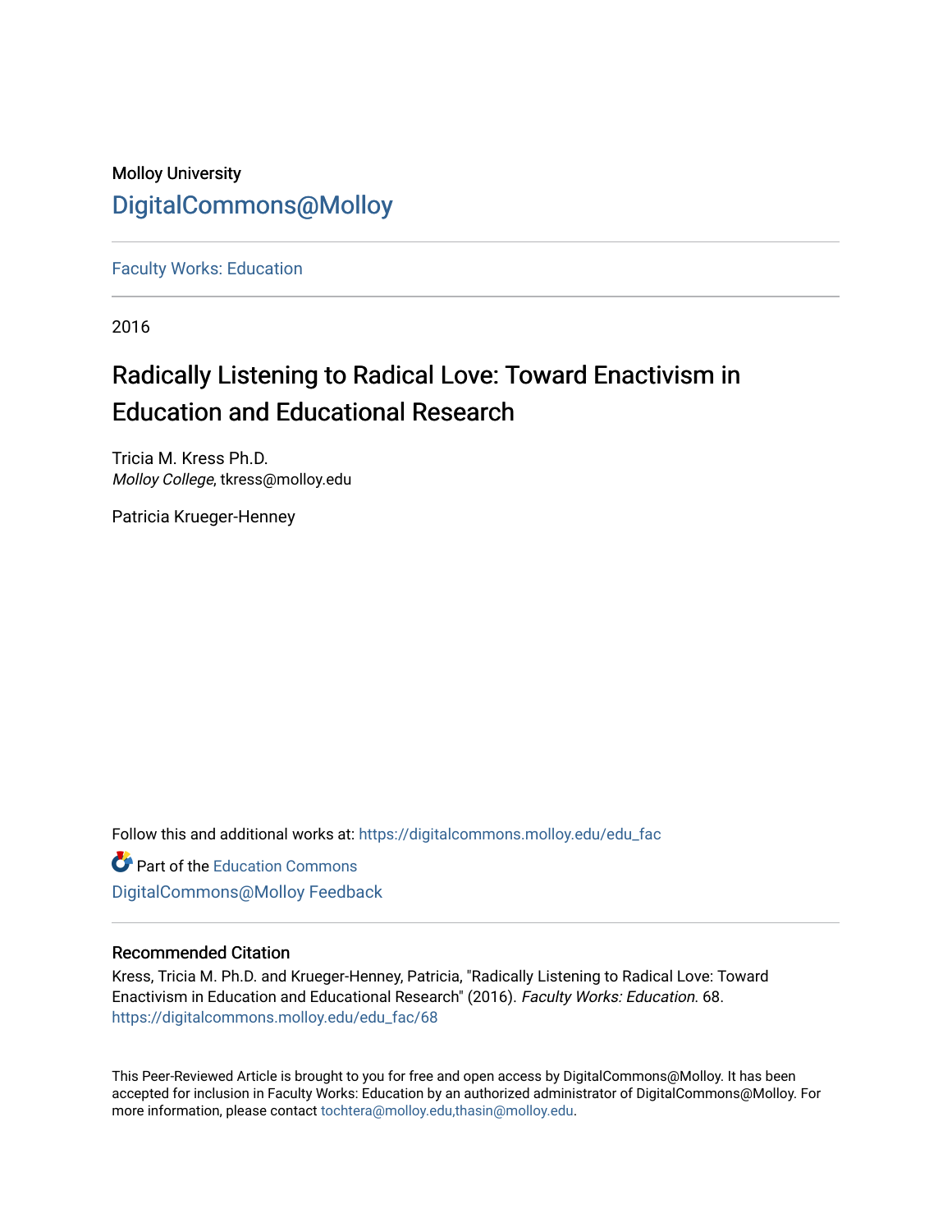Molloy University

DigitalCommons@Molloy

Faculty Works: Education

2016

# Radically Listening to Radical Love: Toward Enactivism in Education and Educational Research

Tricia M. Kress Ph.D.
*Molloy College*, tkress@molloy.edu

Patricia Krueger-Henney

Follow this and additional works at: https://digitalcommons.molloy.edu/edu_fac

Part of the Education Commons

DigitalCommons@Molloy Feedback

## Recommended Citation

Kress, Tricia M. Ph.D. and Krueger-Henney, Patricia, "Radically Listening to Radical Love: Toward Enactivism in Education and Educational Research" (2016). *Faculty Works: Education*. 68.
https://digitalcommons.molloy.edu/edu_fac/68

This Peer-Reviewed Article is brought to you for free and open access by DigitalCommons@Molloy. It has been accepted for inclusion in Faculty Works: Education by an authorized administrator of DigitalCommons@Molloy. For more information, please contact tochtera@molloy.edu,thasin@molloy.edu.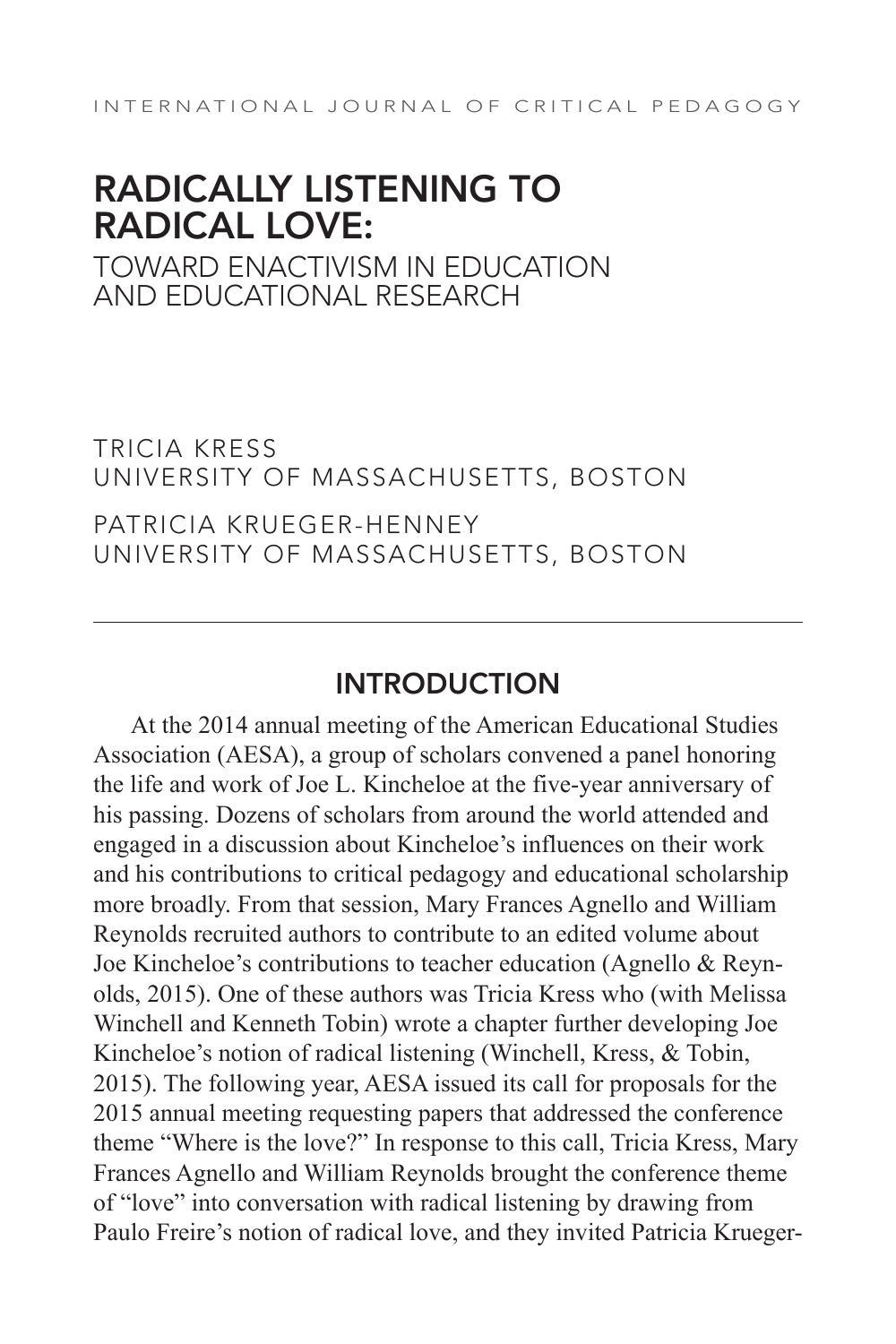# RADICALLY LISTENING TO RADICAL LOVE:

## TOWARD ENACTIVISM IN EDUCATION AND EDUCATIONAL RESEARCH

TRICIA KRESS
UNIVERSITY OF MASSACHUSETTS, BOSTON

PATRICIA KRUEGER-HENNEY
UNIVERSITY OF MASSACHUSETTS, BOSTON

## INTRODUCTION

At the 2014 annual meeting of the American Educational Studies Association (AESA), a group of scholars convened a panel honoring the life and work of Joe L. Kincheloe at the five-year anniversary of his passing. Dozens of scholars from around the world attended and engaged in a discussion about Kincheloe's influences on their work and his contributions to critical pedagogy and educational scholarship more broadly. From that session, Mary Frances Agnello and William Reynolds recruited authors to contribute to an edited volume about Joe Kincheloe's contributions to teacher education (Agnello & Reynolds, 2015). One of these authors was Tricia Kress who (with Melissa Winchell and Kenneth Tobin) wrote a chapter further developing Joe Kincheloe's notion of radical listening (Winchell, Kress, & Tobin, 2015). The following year, AESA issued its call for proposals for the 2015 annual meeting requesting papers that addressed the conference theme "Where is the love?" In response to this call, Tricia Kress, Mary Frances Agnello and William Reynolds brought the conference theme of "love" into conversation with radical listening by drawing from Paulo Freire's notion of radical love, and they invited Patricia Krueger-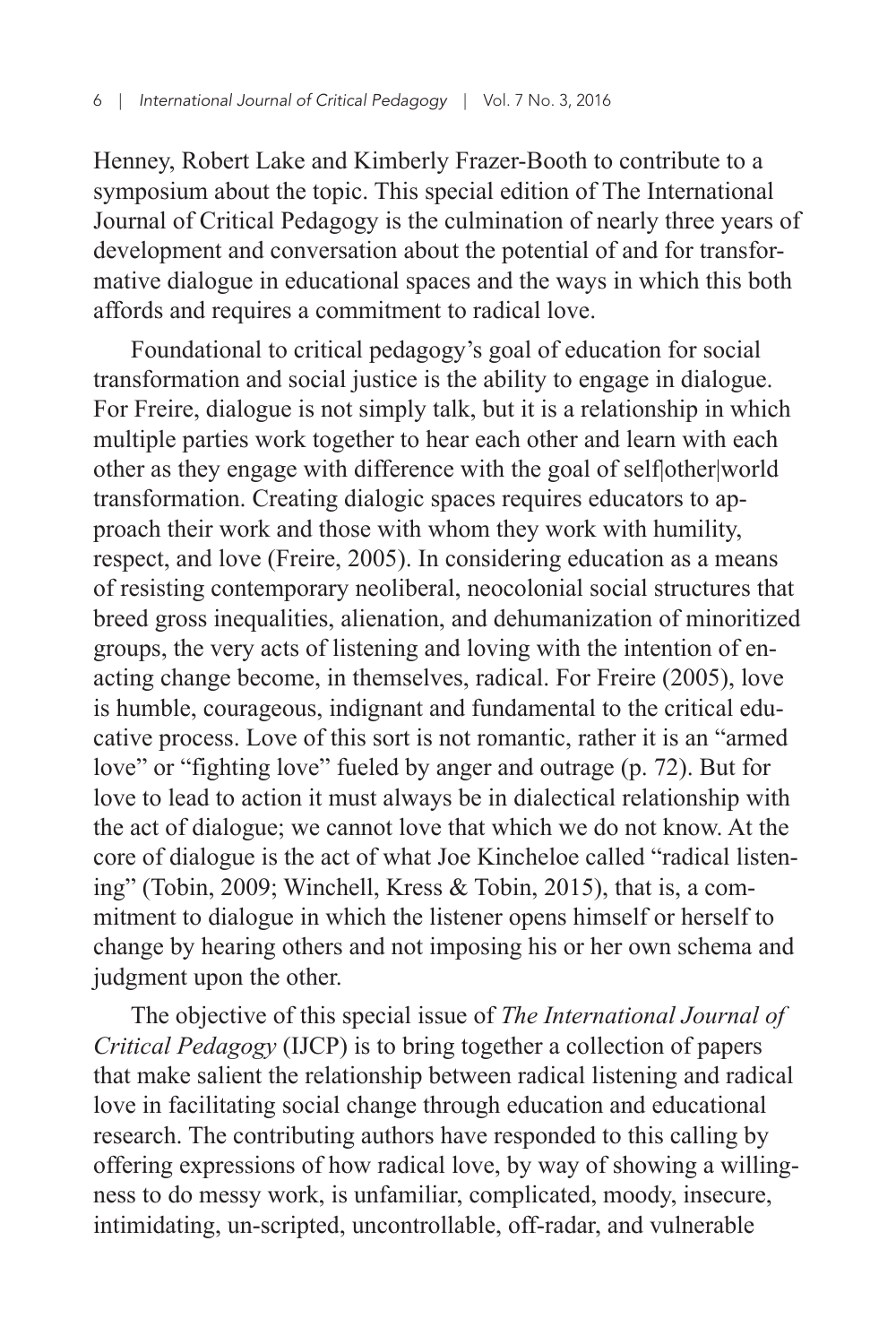Henney, Robert Lake and Kimberly Frazer-Booth to contribute to a symposium about the topic. This special edition of The International Journal of Critical Pedagogy is the culmination of nearly three years of development and conversation about the potential of and for transformative dialogue in educational spaces and the ways in which this both affords and requires a commitment to radical love.

Foundational to critical pedagogy's goal of education for social transformation and social justice is the ability to engage in dialogue. For Freire, dialogue is not simply talk, but it is a relationship in which multiple parties work together to hear each other and learn with each other as they engage with difference with the goal of self|other|world transformation. Creating dialogic spaces requires educators to approach their work and those with whom they work with humility, respect, and love (Freire, 2005). In considering education as a means of resisting contemporary neoliberal, neocolonial social structures that breed gross inequalities, alienation, and dehumanization of minoritized groups, the very acts of listening and loving with the intention of enacting change become, in themselves, radical. For Freire (2005), love is humble, courageous, indignant and fundamental to the critical educative process. Love of this sort is not romantic, rather it is an "armed love" or "fighting love" fueled by anger and outrage (p. 72). But for love to lead to action it must always be in dialectical relationship with the act of dialogue; we cannot love that which we do not know. At the core of dialogue is the act of what Joe Kincheloe called "radical listening" (Tobin, 2009; Winchell, Kress & Tobin, 2015), that is, a commitment to dialogue in which the listener opens himself or herself to change by hearing others and not imposing his or her own schema and judgment upon the other.

The objective of this special issue of *The International Journal of Critical Pedagogy* (IJCP) is to bring together a collection of papers that make salient the relationship between radical listening and radical love in facilitating social change through education and educational research. The contributing authors have responded to this calling by offering expressions of how radical love, by way of showing a willingness to do messy work, is unfamiliar, complicated, moody, insecure, intimidating, un-scripted, uncontrollable, off-radar, and vulnerable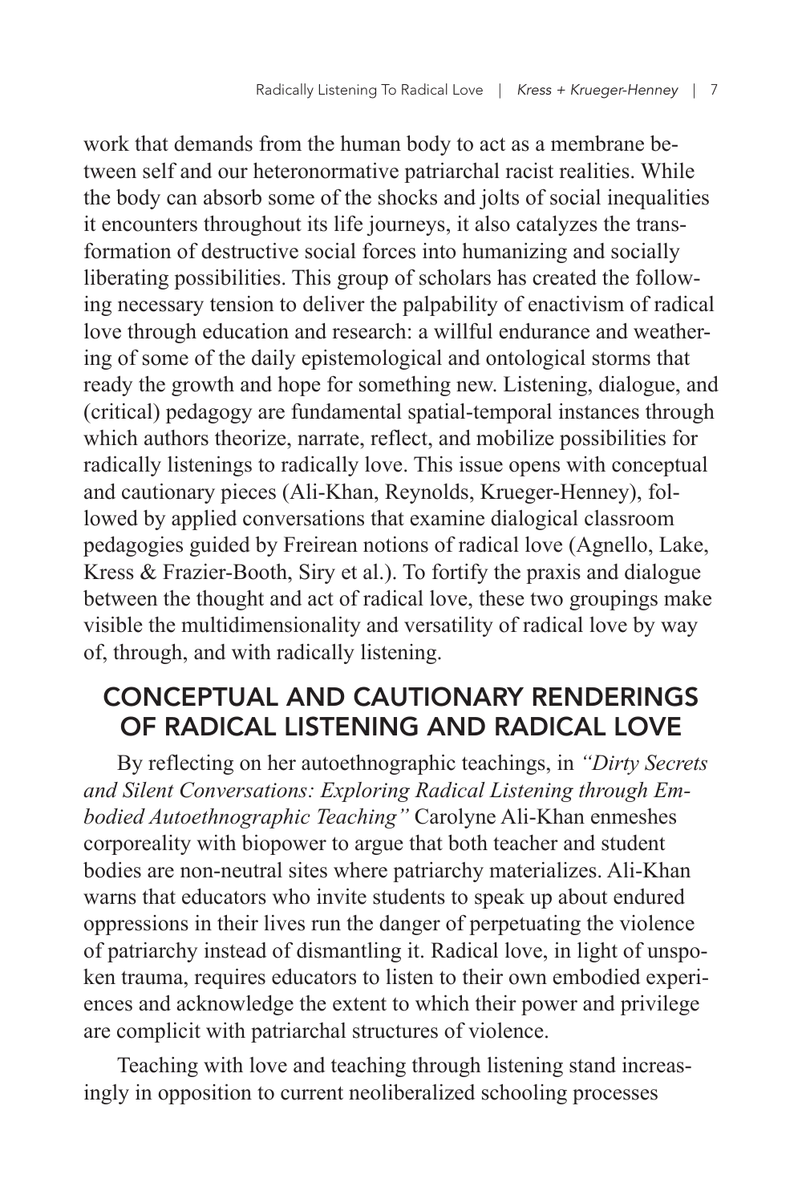work that demands from the human body to act as a membrane between self and our heteronormative patriarchal racist realities. While the body can absorb some of the shocks and jolts of social inequalities it encounters throughout its life journeys, it also catalyzes the transformation of destructive social forces into humanizing and socially liberating possibilities. This group of scholars has created the following necessary tension to deliver the palpability of enactivism of radical love through education and research: a willful endurance and weathering of some of the daily epistemological and ontological storms that ready the growth and hope for something new. Listening, dialogue, and (critical) pedagogy are fundamental spatial-temporal instances through which authors theorize, narrate, reflect, and mobilize possibilities for radically listenings to radically love. This issue opens with conceptual and cautionary pieces (Ali-Khan, Reynolds, Krueger-Henney), followed by applied conversations that examine dialogical classroom pedagogies guided by Freirean notions of radical love (Agnello, Lake, Kress & Frazier-Booth, Siry et al.). To fortify the praxis and dialogue between the thought and act of radical love, these two groupings make visible the multidimensionality and versatility of radical love by way of, through, and with radically listening.

## CONCEPTUAL AND CAUTIONARY RENDERINGS OF RADICAL LISTENING AND RADICAL LOVE

By reflecting on her autoethnographic teachings, in *"Dirty Secrets and Silent Conversations: Exploring Radical Listening through Embodied Autoethnographic Teaching"* Carolyne Ali-Khan enmeshes corporeality with biopower to argue that both teacher and student bodies are non-neutral sites where patriarchy materializes. Ali-Khan warns that educators who invite students to speak up about endured oppressions in their lives run the danger of perpetuating the violence of patriarchy instead of dismantling it. Radical love, in light of unspoken trauma, requires educators to listen to their own embodied experiences and acknowledge the extent to which their power and privilege are complicit with patriarchal structures of violence.

Teaching with love and teaching through listening stand increasingly in opposition to current neoliberalized schooling processes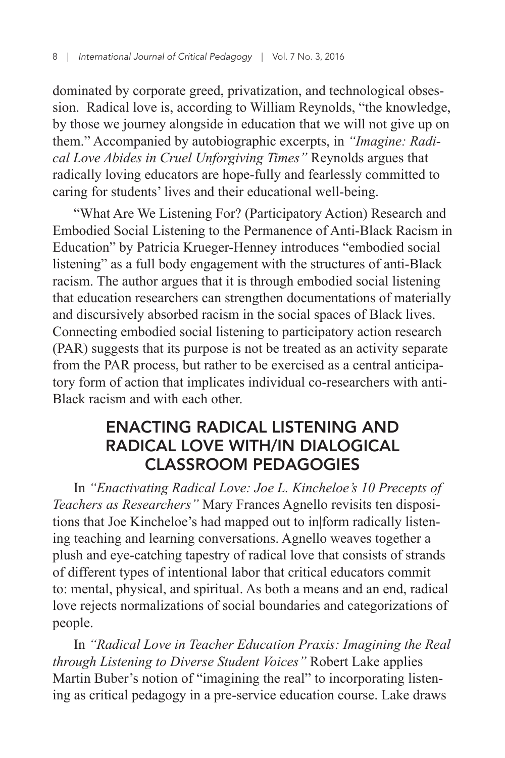dominated by corporate greed, privatization, and technological obsession. Radical love is, according to William Reynolds, "the knowledge, by those we journey alongside in education that we will not give up on them." Accompanied by autobiographic excerpts, in *"Imagine: Radical Love Abides in Cruel Unforgiving Times"* Reynolds argues that radically loving educators are hope-fully and fearlessly committed to caring for students' lives and their educational well-being.

"What Are We Listening For? (Participatory Action) Research and Embodied Social Listening to the Permanence of Anti-Black Racism in Education" by Patricia Krueger-Henney introduces "embodied social listening" as a full body engagement with the structures of anti-Black racism. The author argues that it is through embodied social listening that education researchers can strengthen documentations of materially and discursively absorbed racism in the social spaces of Black lives. Connecting embodied social listening to participatory action research (PAR) suggests that its purpose is not be treated as an activity separate from the PAR process, but rather to be exercised as a central anticipatory form of action that implicates individual co-researchers with anti-Black racism and with each other.

## ENACTING RADICAL LISTENING AND RADICAL LOVE WITH/IN DIALOGICAL CLASSROOM PEDAGOGIES

In *"Enactivating Radical Love: Joe L. Kincheloe's 10 Precepts of Teachers as Researchers"* Mary Frances Agnello revisits ten dispositions that Joe Kincheloe's had mapped out to in|form radically listening teaching and learning conversations. Agnello weaves together a plush and eye-catching tapestry of radical love that consists of strands of different types of intentional labor that critical educators commit to: mental, physical, and spiritual. As both a means and an end, radical love rejects normalizations of social boundaries and categorizations of people.

In *"Radical Love in Teacher Education Praxis: Imagining the Real through Listening to Diverse Student Voices"* Robert Lake applies Martin Buber's notion of "imagining the real" to incorporating listening as critical pedagogy in a pre-service education course. Lake draws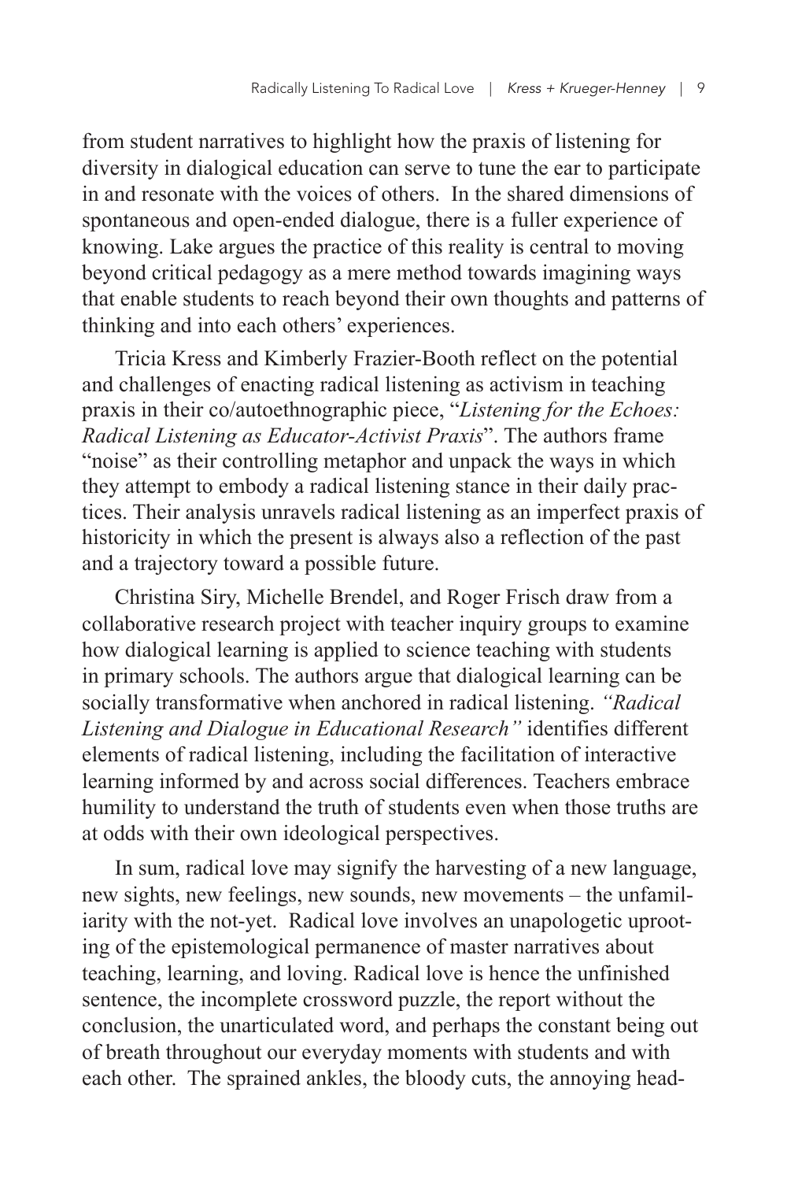from student narratives to highlight how the praxis of listening for diversity in dialogical education can serve to tune the ear to participate in and resonate with the voices of others. In the shared dimensions of spontaneous and open-ended dialogue, there is a fuller experience of knowing. Lake argues the practice of this reality is central to moving beyond critical pedagogy as a mere method towards imagining ways that enable students to reach beyond their own thoughts and patterns of thinking and into each others' experiences.

Tricia Kress and Kimberly Frazier-Booth reflect on the potential and challenges of enacting radical listening as activism in teaching praxis in their co/autoethnographic piece, "*Listening for the Echoes: Radical Listening as Educator-Activist Praxis*". The authors frame "noise" as their controlling metaphor and unpack the ways in which they attempt to embody a radical listening stance in their daily practices. Their analysis unravels radical listening as an imperfect praxis of historicity in which the present is always also a reflection of the past and a trajectory toward a possible future.

Christina Siry, Michelle Brendel, and Roger Frisch draw from a collaborative research project with teacher inquiry groups to examine how dialogical learning is applied to science teaching with students in primary schools. The authors argue that dialogical learning can be socially transformative when anchored in radical listening. *"Radical Listening and Dialogue in Educational Research"* identifies different elements of radical listening, including the facilitation of interactive learning informed by and across social differences. Teachers embrace humility to understand the truth of students even when those truths are at odds with their own ideological perspectives.

In sum, radical love may signify the harvesting of a new language, new sights, new feelings, new sounds, new movements – the unfamiliarity with the not-yet. Radical love involves an unapologetic uprooting of the epistemological permanence of master narratives about teaching, learning, and loving. Radical love is hence the unfinished sentence, the incomplete crossword puzzle, the report without the conclusion, the unarticulated word, and perhaps the constant being out of breath throughout our everyday moments with students and with each other. The sprained ankles, the bloody cuts, the annoying head-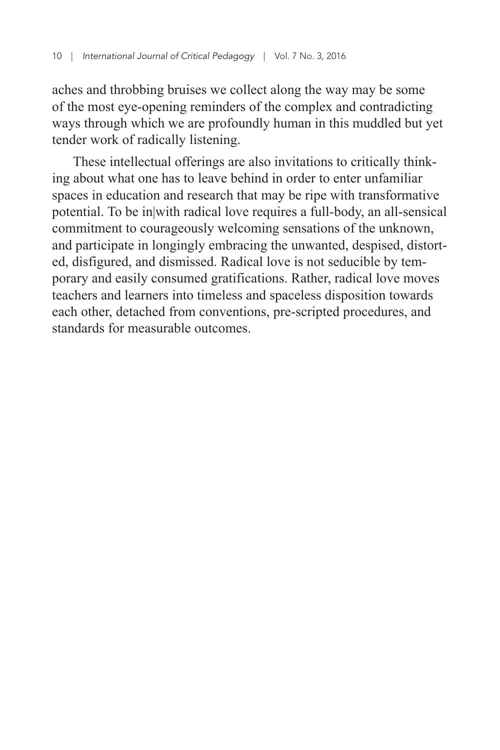aches and throbbing bruises we collect along the way may be some of the most eye-opening reminders of the complex and contradicting ways through which we are profoundly human in this muddled but yet tender work of radically listening.

These intellectual offerings are also invitations to critically thinking about what one has to leave behind in order to enter unfamiliar spaces in education and research that may be ripe with transformative potential. To be in|with radical love requires a full-body, an all-sensical commitment to courageously welcoming sensations of the unknown, and participate in longingly embracing the unwanted, despised, distorted, disfigured, and dismissed. Radical love is not seducible by temporary and easily consumed gratifications. Rather, radical love moves teachers and learners into timeless and spaceless disposition towards each other, detached from conventions, pre-scripted procedures, and standards for measurable outcomes.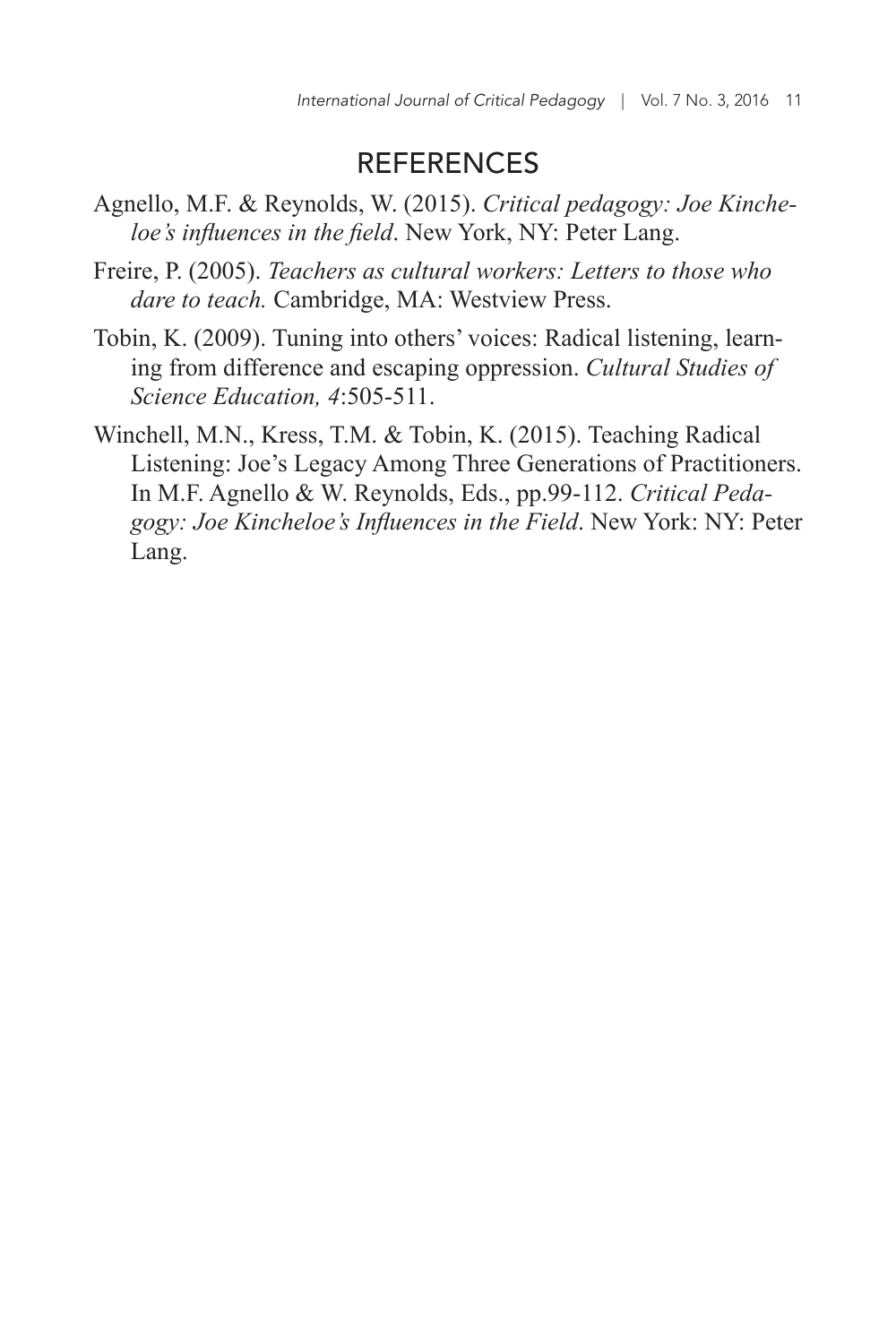## REFERENCES

Agnello, M.F. & Reynolds, W. (2015). *Critical pedagogy: Joe Kincheloe's influences in the field*. New York, NY: Peter Lang.

Freire, P. (2005). *Teachers as cultural workers: Letters to those who dare to teach.* Cambridge, MA: Westview Press.

Tobin, K. (2009). Tuning into others' voices: Radical listening, learning from difference and escaping oppression. *Cultural Studies of Science Education, 4*:505-511.

Winchell, M.N., Kress, T.M. & Tobin, K. (2015). Teaching Radical Listening: Joe's Legacy Among Three Generations of Practitioners. In M.F. Agnello & W. Reynolds, Eds., pp.99-112. *Critical Pedagogy: Joe Kincheloe's Influences in the Field*. New York: NY: Peter Lang.